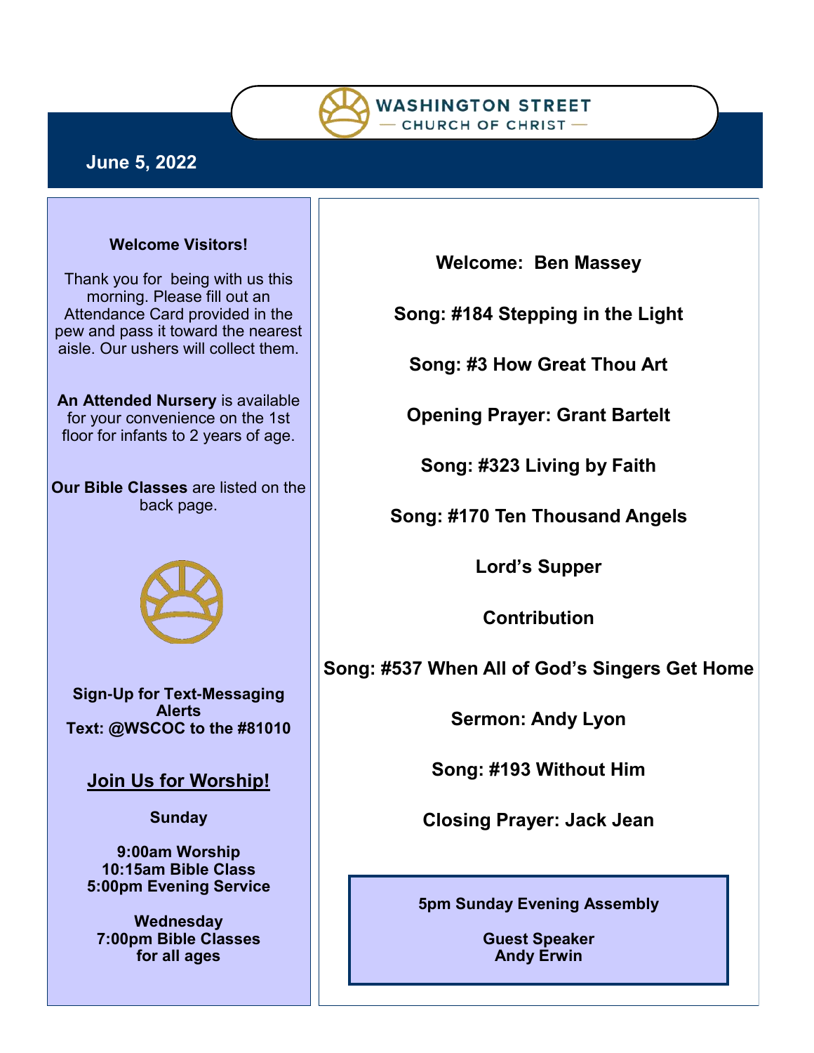# WASHINGTON STREET
## — CHURCH OF CHRIST —

**June 5, 2022**

**Welcome Visitors!**

Thank you for being with us this morning. Please fill out an Attendance Card provided in the pew and pass it toward the nearest aisle. Our ushers will collect them.

**An Attended Nursery** is available for your convenience on the 1st floor for infants to 2 years of age.

**Our Bible Classes** are listed on the back page.

**Sign-Up for Text-Messaging Alerts**
**Text: @WSCOC to the #81010**

## Join Us for Worship!

**Sunday**

**9:00am Worship**
**10:15am Bible Class**
**5:00pm Evening Service**

**Wednesday**
**7:00pm Bible Classes for all ages**

**Welcome: Ben Massey**

**Song: #184 Stepping in the Light**

**Song: #3 How Great Thou Art**

**Opening Prayer: Grant Bartelt**

**Song: #323 Living by Faith**

**Song: #170 Ten Thousand Angels**

**Lord's Supper**

**Contribution**

**Song: #537 When All of God's Singers Get Home**

**Sermon: Andy Lyon**

**Song: #193 Without Him**

**Closing Prayer: Jack Jean**

**5pm Sunday Evening Assembly**

**Guest Speaker**
**Andy Erwin**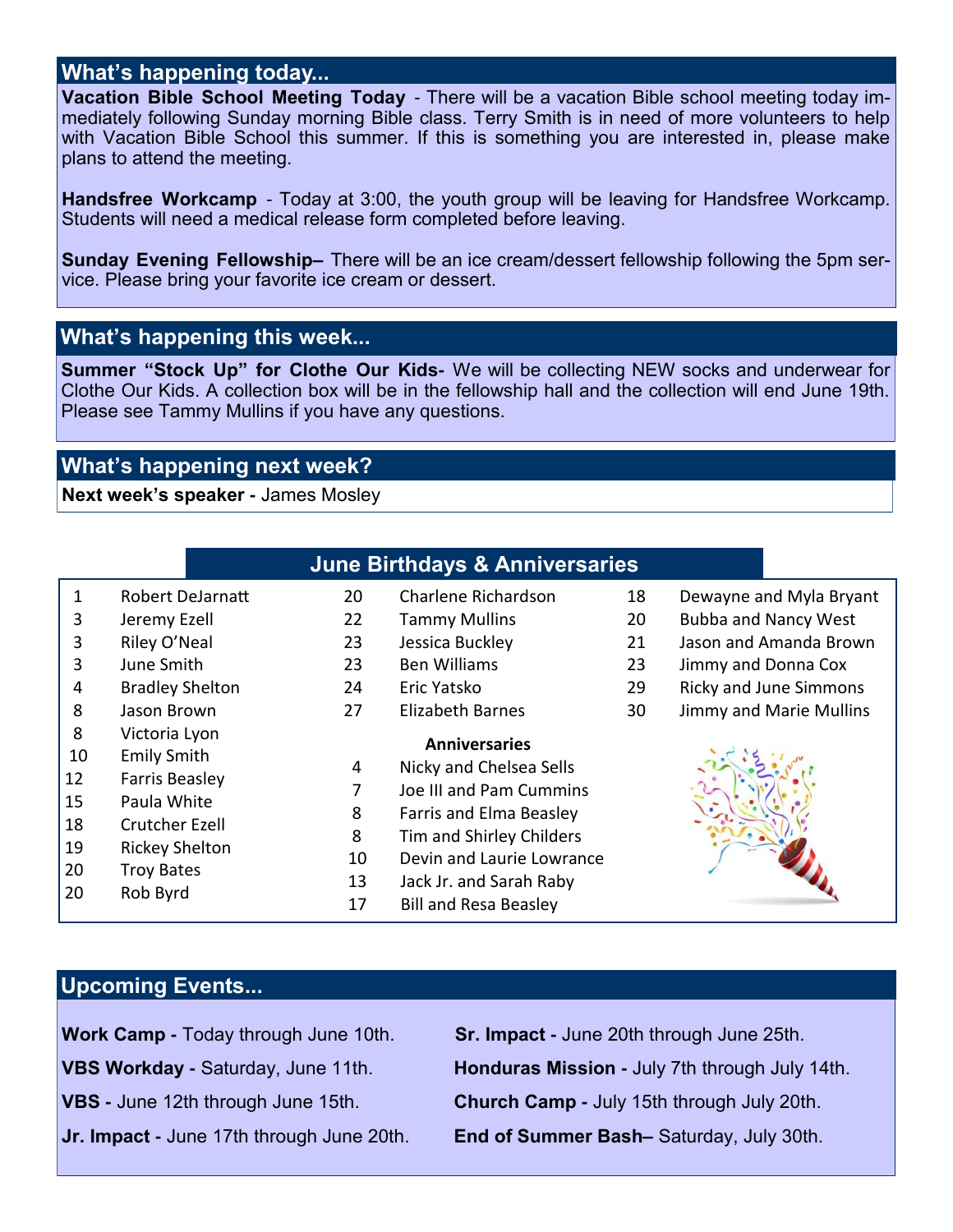## What's happening today...

**Vacation Bible School Meeting Today** - There will be a vacation Bible school meeting today immediately following Sunday morning Bible class. Terry Smith is in need of more volunteers to help with Vacation Bible School this summer. If this is something you are interested in, please make plans to attend the meeting.

**Handsfree Workcamp** - Today at 3:00, the youth group will be leaving for Handsfree Workcamp. Students will need a medical release form completed before leaving.

**Sunday Evening Fellowship–** There will be an ice cream/dessert fellowship following the 5pm service. Please bring your favorite ice cream or dessert.

## What's happening this week...

**Summer "Stock Up" for Clothe Our Kids-** We will be collecting NEW socks and underwear for Clothe Our Kids. A collection box will be in the fellowship hall and the collection will end June 19th. Please see Tammy Mullins if you have any questions.

## What's happening next week?

**Next week's speaker -** James Mosley

## June Birthdays & Anniversaries

1 Robert DeJarnatt
3 Jeremy Ezell
3 Riley O'Neal
3 June Smith
4 Bradley Shelton
8 Jason Brown
8 Victoria Lyon
10 Emily Smith
12 Farris Beasley
15 Paula White
18 Crutcher Ezell
19 Rickey Shelton
20 Troy Bates
20 Rob Byrd
20 Charlene Richardson
22 Tammy Mullins
23 Jessica Buckley
23 Ben Williams
24 Eric Yatsko
27 Elizabeth Barnes

**Anniversaries**

4 Nicky and Chelsea Sells
7 Joe III and Pam Cummins
8 Farris and Elma Beasley
8 Tim and Shirley Childers
10 Devin and Laurie Lowrance
13 Jack Jr. and Sarah Raby
17 Bill and Resa Beasley
18 Dewayne and Myla Bryant
20 Bubba and Nancy West
21 Jason and Amanda Brown
23 Jimmy and Donna Cox
29 Ricky and June Simmons
30 Jimmy and Marie Mullins

## Upcoming Events...

**Work Camp -** Today through June 10th.

**VBS Workday -** Saturday, June 11th.

**VBS -** June 12th through June 15th.

**Jr. Impact -** June 17th through June 20th.

**Sr. Impact -** June 20th through June 25th.

**Honduras Mission -** July 7th through July 14th.

**Church Camp -** July 15th through July 20th.

**End of Summer Bash–** Saturday, July 30th.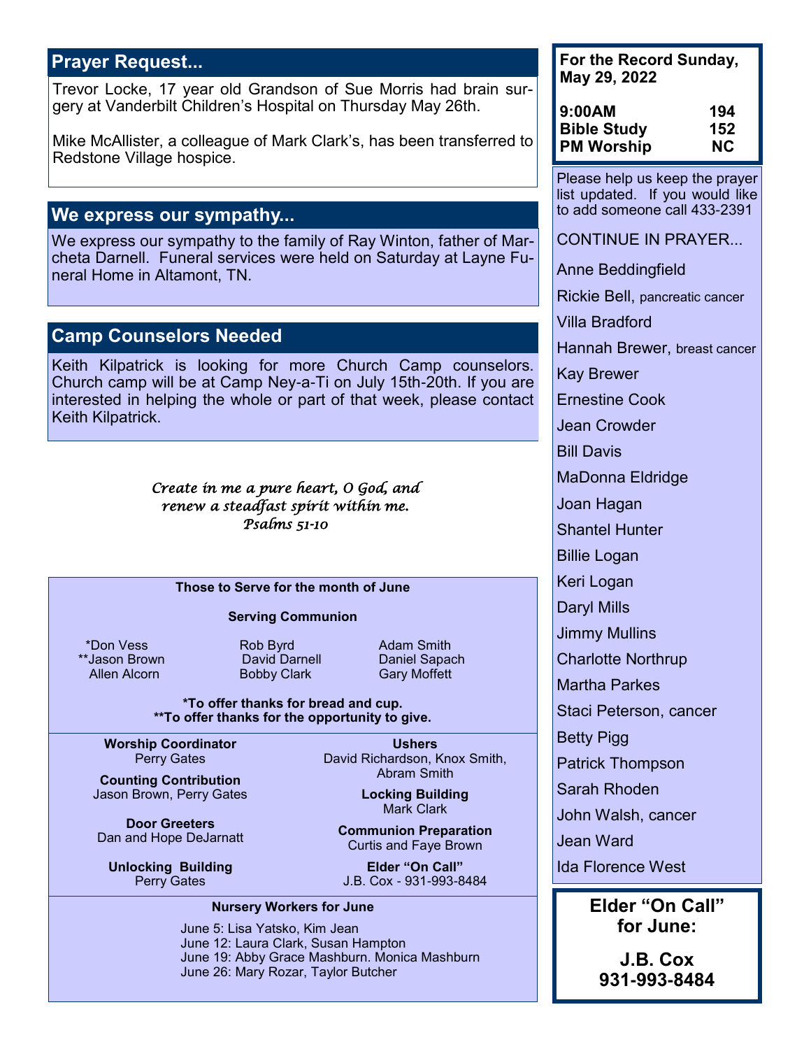## Prayer Request...

Trevor Locke, 17 year old Grandson of Sue Morris had brain surgery at Vanderbilt Children's Hospital on Thursday May 26th.

Mike McAllister, a colleague of Mark Clark's, has been transferred to Redstone Village hospice.

## We express our sympathy...

We express our sympathy to the family of Ray Winton, father of Marcheta Darnell. Funeral services were held on Saturday at Layne Funeral Home in Altamont, TN.

## Camp Counselors Needed

Keith Kilpatrick is looking for more Church Camp counselors. Church camp will be at Camp Ney-a-Ti on July 15th-20th. If you are interested in helping the whole or part of that week, please contact Keith Kilpatrick.

*Create in me a pure heart, O God, and renew a steadfast spirit within me.*
*Psalms 51-10*

### Those to Serve for the month of June

**Serving Communion**

| | | |
|---|---|---|
| *Don Vess | Rob Byrd | Adam Smith |
| **Jason Brown | David Darnell | Daniel Sapach |
| Allen Alcorn | Bobby Clark | Gary Moffett |

**\*To offer thanks for bread and cup.**
**\*\*To offer thanks for the opportunity to give.**

**Worship Coordinator**
Perry Gates

**Counting Contribution**
Jason Brown, Perry Gates

**Door Greeters**
Dan and Hope DeJarnatt

**Unlocking Building**
Perry Gates

**Ushers**
David Richardson, Knox Smith, Abram Smith

**Locking Building**
Mark Clark

**Communion Preparation**
Curtis and Faye Brown

**Elder "On Call"**
J.B. Cox - 931-993-8484

**Nursery Workers for June**

June 5: Lisa Yatsko, Kim Jean
June 12: Laura Clark, Susan Hampton
June 19: Abby Grace Mashburn. Monica Mashburn
June 26: Mary Rozar, Taylor Butcher

**For the Record Sunday, May 29, 2022**

| | |
|---|---|
| 9:00AM | 194 |
| Bible Study | 152 |
| PM Worship | NC |

Please help us keep the prayer list updated. If you would like to add someone call 433-2391

CONTINUE IN PRAYER...

- Anne Beddingfield
- Rickie Bell, pancreatic cancer
- Villa Bradford
- Hannah Brewer, breast cancer
- Kay Brewer
- Ernestine Cook
- Jean Crowder
- Bill Davis
- MaDonna Eldridge
- Joan Hagan
- Shantel Hunter
- Billie Logan
- Keri Logan
- Daryl Mills
- Jimmy Mullins
- Charlotte Northrup
- Martha Parkes
- Staci Peterson, cancer
- Betty Pigg
- Patrick Thompson
- Sarah Rhoden
- John Walsh, cancer
- Jean Ward
- Ida Florence West

**Elder "On Call" for June:**

**J.B. Cox**
**931-993-8484**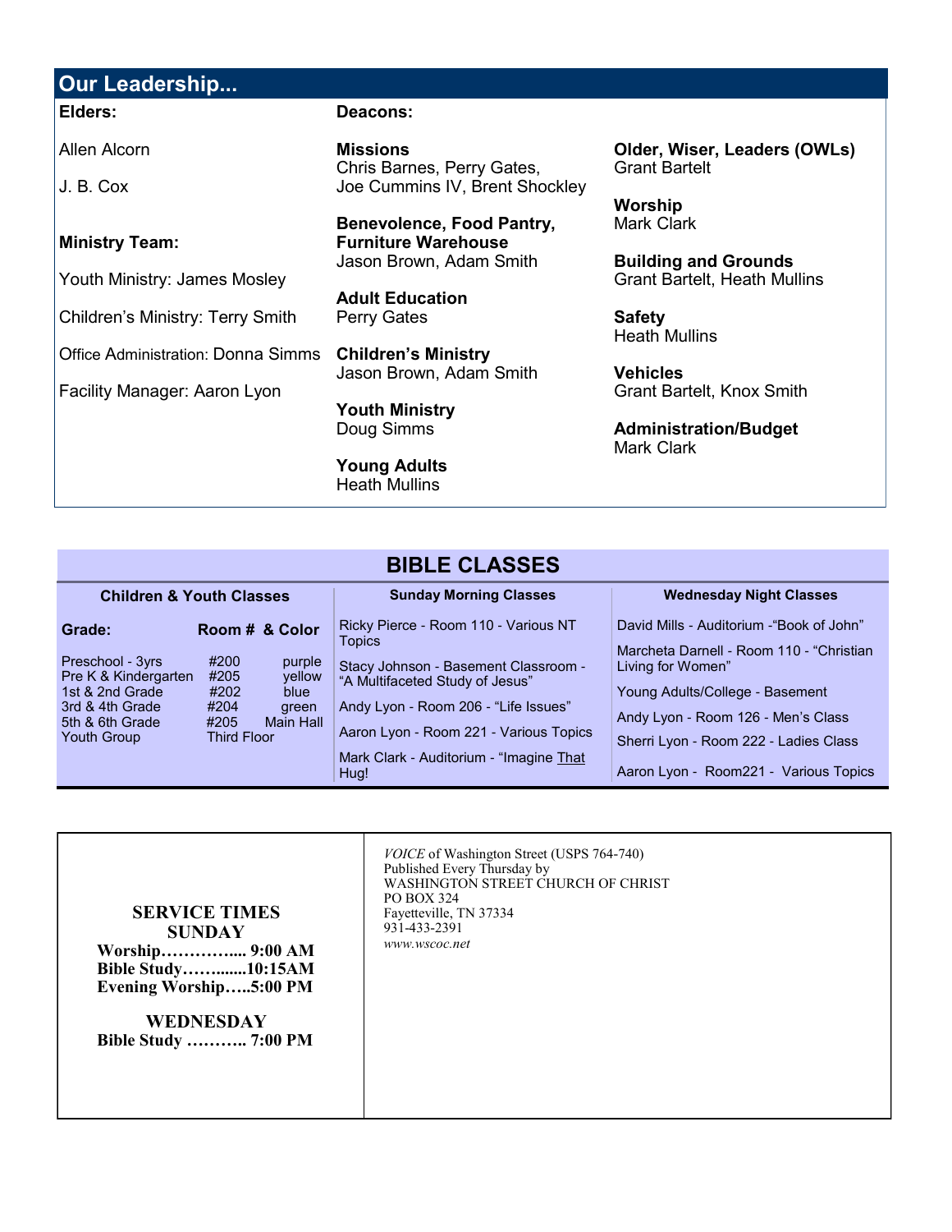## Our Leadership...

**Elders:**

Allen Alcorn

J. B. Cox

**Ministry Team:**

Youth Ministry: James Mosley

Children's Ministry: Terry Smith

Office Administration: Donna Simms

Facility Manager: Aaron Lyon

**Deacons:**

**Missions**
Chris Barnes, Perry Gates, Joe Cummins IV, Brent Shockley

**Benevolence, Food Pantry, Furniture Warehouse**
Jason Brown, Adam Smith

**Adult Education**
Perry Gates

**Children's Ministry**
Jason Brown, Adam Smith

**Youth Ministry**
Doug Simms

**Young Adults**
Heath Mullins

**Older, Wiser, Leaders (OWLs)**
Grant Bartelt

**Worship**
Mark Clark

**Building and Grounds**
Grant Bartelt, Heath Mullins

**Safety**
Heath Mullins

**Vehicles**
Grant Bartelt, Knox Smith

**Administration/Budget**
Mark Clark

## BIBLE CLASSES

**Children & Youth Classes**

| Grade: | Room # | & Color |
|---|---|---|
| Preschool - 3yrs | #200 | purple |
| Pre K & Kindergarten | #205 | yellow |
| 1st & 2nd Grade | #202 | blue |
| 3rd & 4th Grade | #204 | green |
| 5th & 6th Grade | #205 | Main Hall |
| Youth Group | Third Floor | |

**Sunday Morning Classes**

Ricky Pierce - Room 110 - Various NT Topics

Stacy Johnson - Basement Classroom - "A Multifaceted Study of Jesus"

Andy Lyon - Room 206 - "Life Issues"

Aaron Lyon - Room 221 - Various Topics

Mark Clark - Auditorium - "Imagine That Hug!

**Wednesday Night Classes**

David Mills - Auditorium -"Book of John"

Marcheta Darnell - Room 110 - "Christian Living for Women"

Young Adults/College - Basement

Andy Lyon - Room 126 - Men's Class

Sherri Lyon - Room 222 - Ladies Class

Aaron Lyon - Room221 - Various Topics

**SERVICE TIMES**
**SUNDAY**
**Worship…………... 9:00 AM**
**Bible Study……......10:15AM**
**Evening Worship…..5:00 PM**

**WEDNESDAY**
**Bible Study ……….. 7:00 PM**

*VOICE* of Washington Street (USPS 764-740)
Published Every Thursday by
WASHINGTON STREET CHURCH OF CHRIST
PO BOX 324
Fayetteville, TN 37334
931-433-2391
*www.wscoc.net*